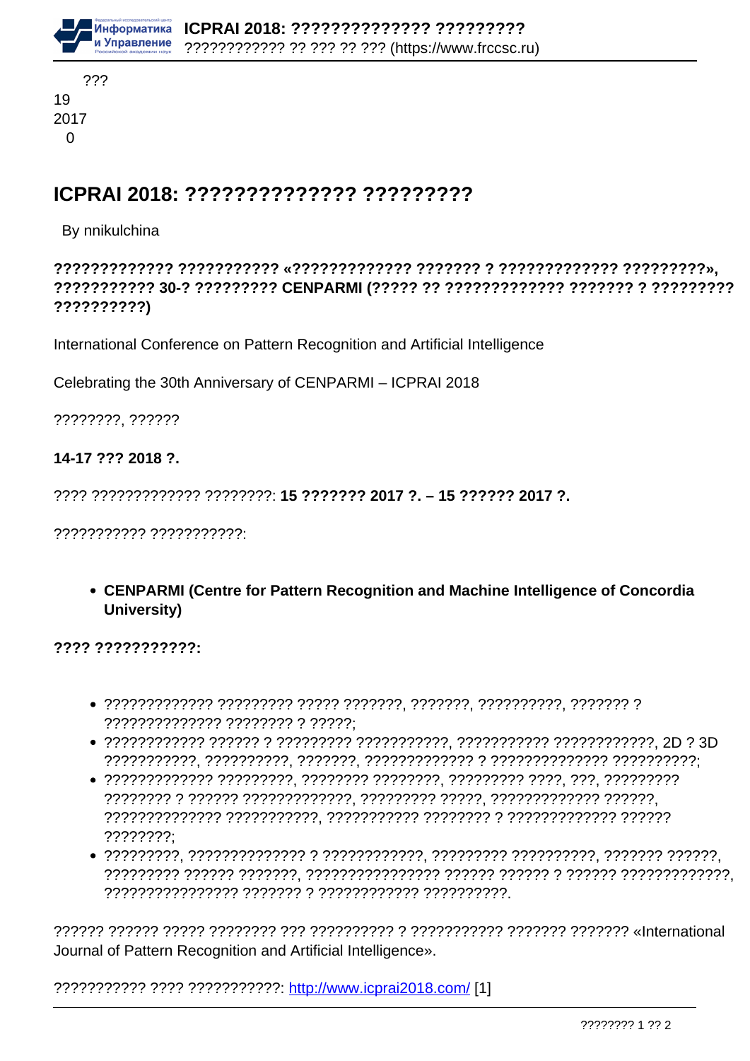???
19
2017
0

# ICPRAI 2018: ?????????????? ?????????

By nnikulchina

**????????????? ??????????? «????????????? ??????? ? ????????????? ?????????», ??????????? 30-? ????????? CENPARMI (????? ?? ????????????? ??????? ? ????????? ??????????)**

International Conference on Pattern Recognition and Artificial Intelligence

Celebrating the 30th Anniversary of CENPARMI – ICPRAI 2018

????????, ??????

**14-17 ??? 2018 ?.**

???? ????????????? ????????: **15 ??????? 2017 ?. – 15 ?????? 2017 ?.**

??????????? ???????????:

- **CENPARMI (Centre for Pattern Recognition and Machine Intelligence of Concordia University)**

**???? ???????????:**

- ????????????? ????????? ????? ???????, ???????, ??????????, ??????? ? ?????????????? ???????? ? ?????;
- ???????????? ?????? ? ????????? ???????????, ??????????? ????????????, 2D ? 3D ???????????, ??????????, ???????, ????????????? ? ?????????????? ??????????;
- ????????????? ?????????, ???????? ????????, ????????? ????, ???, ????????? ???????? ? ?????? ?????????????, ????????? ?????, ????????????? ??????, ?????????????? ???????????, ??????????? ???????? ? ????????????? ?????? ????????;
- ?????????, ?????????????? ? ????????????, ????????? ??????????, ??????? ??????, ????????? ?????? ???????, ???????????????? ?????? ?????? ? ?????? ?????????????, ???????????????? ??????? ? ???????????? ??????????.

?????? ?????? ????? ???????? ??? ?????????? ? ??????????? ??????? ??????? «International Journal of Pattern Recognition and Artificial Intelligence».

??????????? ???? ???????????: http://www.icprai2018.com/ [1]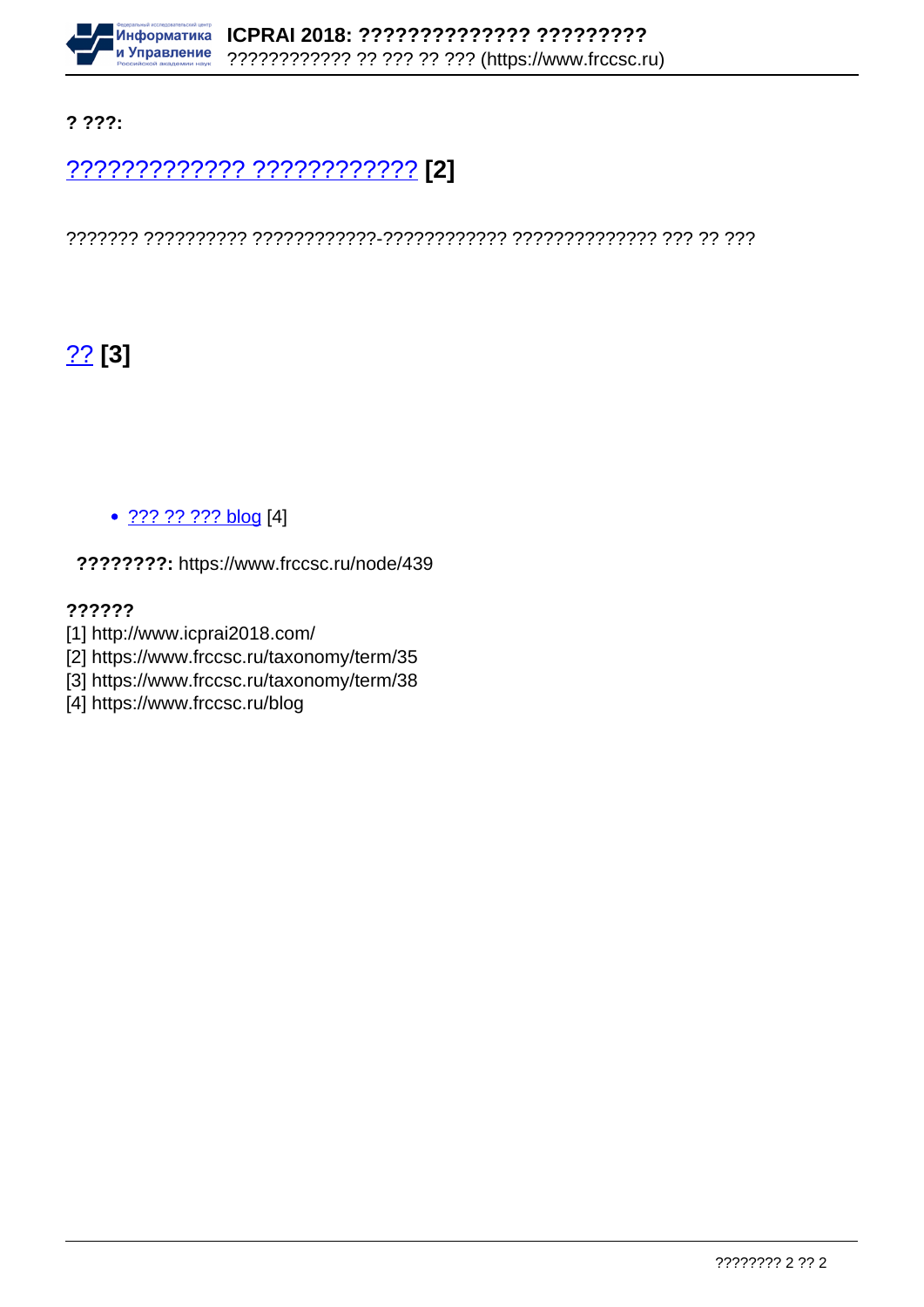**? ???:**

## ????????????? ???????????? [2]

??????? ?????????? ????????????-???????????? ?????????????? ??? ?? ???

## ?? [3]

- ??? ?? ??? blog [4]

**????????:** https://www.frccsc.ru/node/439

**??????**

[1] http://www.icprai2018.com/
[2] https://www.frccsc.ru/taxonomy/term/35
[3] https://www.frccsc.ru/taxonomy/term/38
[4] https://www.frccsc.ru/blog